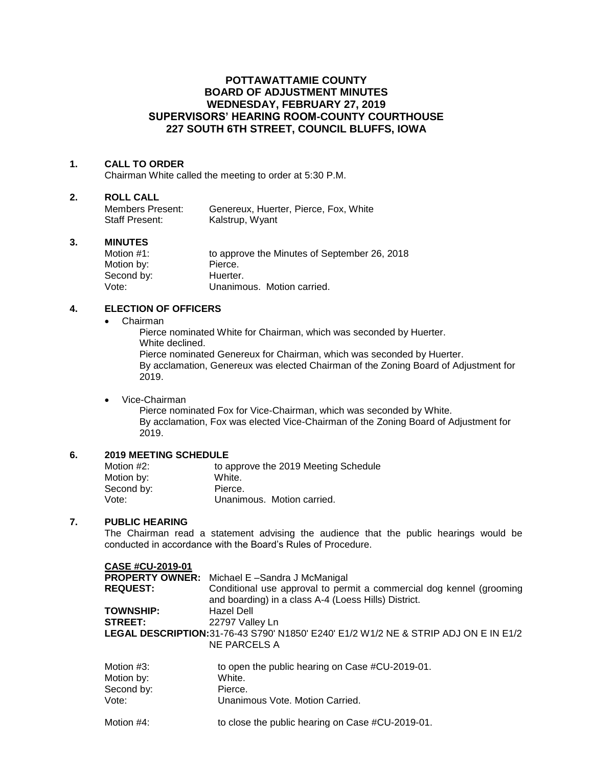# POTTAWATTAMIE COUNTY
# BOARD OF ADJUSTMENT MINUTES
# WEDNESDAY, FEBRUARY 27, 2019
# SUPERVISORS' HEARING ROOM-COUNTY COURTHOUSE
# 227 SOUTH 6TH STREET, COUNCIL BLUFFS, IOWA

## 1. CALL TO ORDER

Chairman White called the meeting to order at 5:30 P.M.

## 2. ROLL CALL

Members Present: Genereux, Huerter, Pierce, Fox, White
Staff Present: Kalstrup, Wyant

## 3. MINUTES

Motion #1: to approve the Minutes of September 26, 2018
Motion by: Pierce.
Second by: Huerter.
Vote: Unanimous. Motion carried.

## 4. ELECTION OF OFFICERS

- Chairman

    Pierce nominated White for Chairman, which was seconded by Huerter.
    White declined.
    Pierce nominated Genereux for Chairman, which was seconded by Huerter.
    By acclamation, Genereux was elected Chairman of the Zoning Board of Adjustment for 2019.

- Vice-Chairman

    Pierce nominated Fox for Vice-Chairman, which was seconded by White.
    By acclamation, Fox was elected Vice-Chairman of the Zoning Board of Adjustment for 2019.

## 6. 2019 MEETING SCHEDULE

Motion #2: to approve the 2019 Meeting Schedule
Motion by: White.
Second by: Pierce.
Vote: Unanimous. Motion carried.

## 7. PUBLIC HEARING

The Chairman read a statement advising the audience that the public hearings would be conducted in accordance with the Board's Rules of Procedure.

**CASE #CU-2019-01**

**PROPERTY OWNER:** Michael E –Sandra J McManigal
**REQUEST:** Conditional use approval to permit a commercial dog kennel (grooming and boarding) in a class A-4 (Loess Hills) District.
**TOWNSHIP:** Hazel Dell
**STREET:** 22797 Valley Ln
**LEGAL DESCRIPTION:** 31-76-43 S790' N1850' E240' E1/2 W1/2 NE & STRIP ADJ ON E IN E1/2 NE PARCELS A

Motion #3: to open the public hearing on Case #CU-2019-01.
Motion by: White.
Second by: Pierce.
Vote: Unanimous Vote. Motion Carried.

Motion #4: to close the public hearing on Case #CU-2019-01.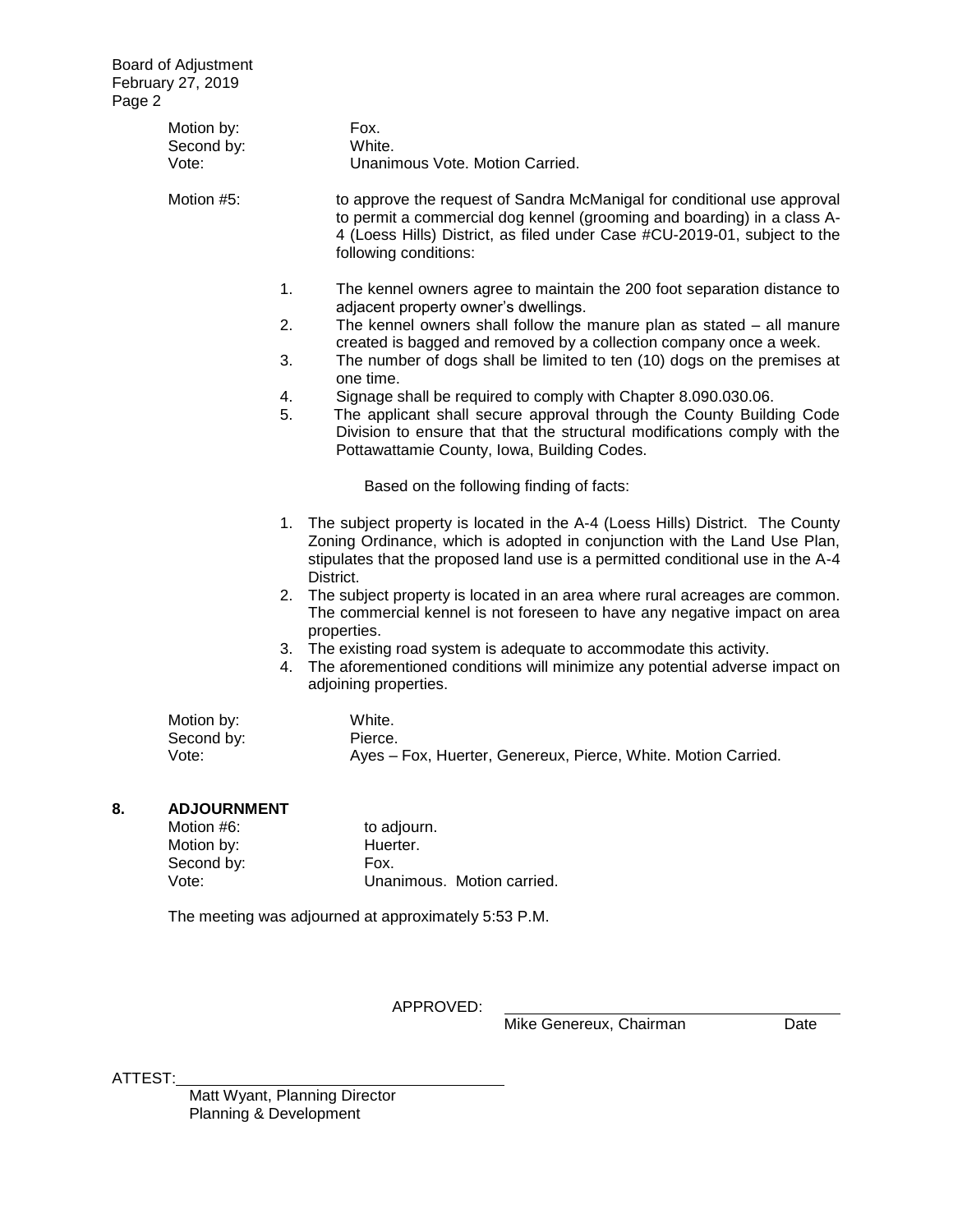Motion by: Fox.
Second by: White.
Vote: Unanimous Vote. Motion Carried.

Motion #5: to approve the request of Sandra McManigal for conditional use approval to permit a commercial dog kennel (grooming and boarding) in a class A-4 (Loess Hills) District, as filed under Case #CU-2019-01, subject to the following conditions:

1. The kennel owners agree to maintain the 200 foot separation distance to adjacent property owner's dwellings.
2. The kennel owners shall follow the manure plan as stated – all manure created is bagged and removed by a collection company once a week.
3. The number of dogs shall be limited to ten (10) dogs on the premises at one time.
4. Signage shall be required to comply with Chapter 8.090.030.06.
5. The applicant shall secure approval through the County Building Code Division to ensure that that the structural modifications comply with the Pottawattamie County, Iowa, Building Codes.

Based on the following finding of facts:

1. The subject property is located in the A-4 (Loess Hills) District. The County Zoning Ordinance, which is adopted in conjunction with the Land Use Plan, stipulates that the proposed land use is a permitted conditional use in the A-4 District.
2. The subject property is located in an area where rural acreages are common. The commercial kennel is not foreseen to have any negative impact on area properties.
3. The existing road system is adequate to accommodate this activity.
4. The aforementioned conditions will minimize any potential adverse impact on adjoining properties.

Motion by: White.
Second by: Pierce.
Vote: Ayes – Fox, Huerter, Genereux, Pierce, White. Motion Carried.

## 8. ADJOURNMENT

Motion #6: to adjourn.
Motion by: Huerter.
Second by: Fox.
Vote: Unanimous. Motion carried.

The meeting was adjourned at approximately 5:53 P.M.

APPROVED: ______________________________
Mike Genereux, Chairman Date

ATTEST: ______________________________
Matt Wyant, Planning Director
Planning & Development